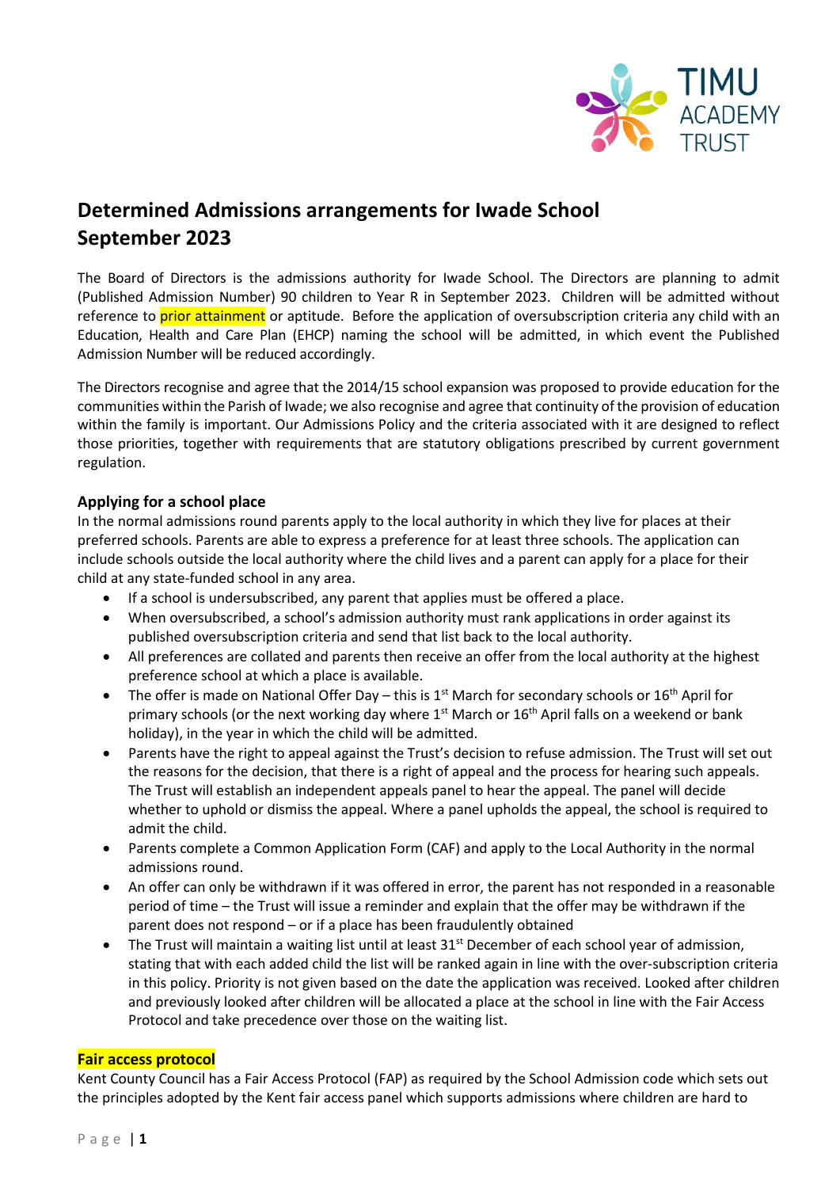# Determined Admissions arrangements for Iwade School September 2023

The Board of Directors is the admissions authority for Iwade School. The Directors are planning to admit (Published Admission Number) 90 children to Year R in September 2023. Children will be admitted without reference to prior attainment or aptitude. Before the application of oversubscription criteria any child with an Education, Health and Care Plan (EHCP) naming the school will be admitted, in which event the Published Admission Number will be reduced accordingly.

The Directors recognise and agree that the 2014/15 school expansion was proposed to provide education for the communities within the Parish of Iwade; we also recognise and agree that continuity of the provision of education within the family is important. Our Admissions Policy and the criteria associated with it are designed to reflect those priorities, together with requirements that are statutory obligations prescribed by current government regulation.

### Applying for a school place

In the normal admissions round parents apply to the local authority in which they live for places at their preferred schools. Parents are able to express a preference for at least three schools. The application can include schools outside the local authority where the child lives and a parent can apply for a place for their child at any state-funded school in any area.

- If a school is undersubscribed, any parent that applies must be offered a place.
- When oversubscribed, a school's admission authority must rank applications in order against its published oversubscription criteria and send that list back to the local authority.
- All preferences are collated and parents then receive an offer from the local authority at the highest preference school at which a place is available.
- The offer is made on National Offer Day – this is 1st March for secondary schools or 16th April for primary schools (or the next working day where 1st March or 16th April falls on a weekend or bank holiday), in the year in which the child will be admitted.
- Parents have the right to appeal against the Trust's decision to refuse admission. The Trust will set out the reasons for the decision, that there is a right of appeal and the process for hearing such appeals. The Trust will establish an independent appeals panel to hear the appeal. The panel will decide whether to uphold or dismiss the appeal. Where a panel upholds the appeal, the school is required to admit the child.
- Parents complete a Common Application Form (CAF) and apply to the Local Authority in the normal admissions round.
- An offer can only be withdrawn if it was offered in error, the parent has not responded in a reasonable period of time – the Trust will issue a reminder and explain that the offer may be withdrawn if the parent does not respond – or if a place has been fraudulently obtained
- The Trust will maintain a waiting list until at least 31st December of each school year of admission, stating that with each added child the list will be ranked again in line with the over-subscription criteria in this policy. Priority is not given based on the date the application was received. Looked after children and previously looked after children will be allocated a place at the school in line with the Fair Access Protocol and take precedence over those on the waiting list.

### Fair access protocol

Kent County Council has a Fair Access Protocol (FAP) as required by the School Admission code which sets out the principles adopted by the Kent fair access panel which supports admissions where children are hard to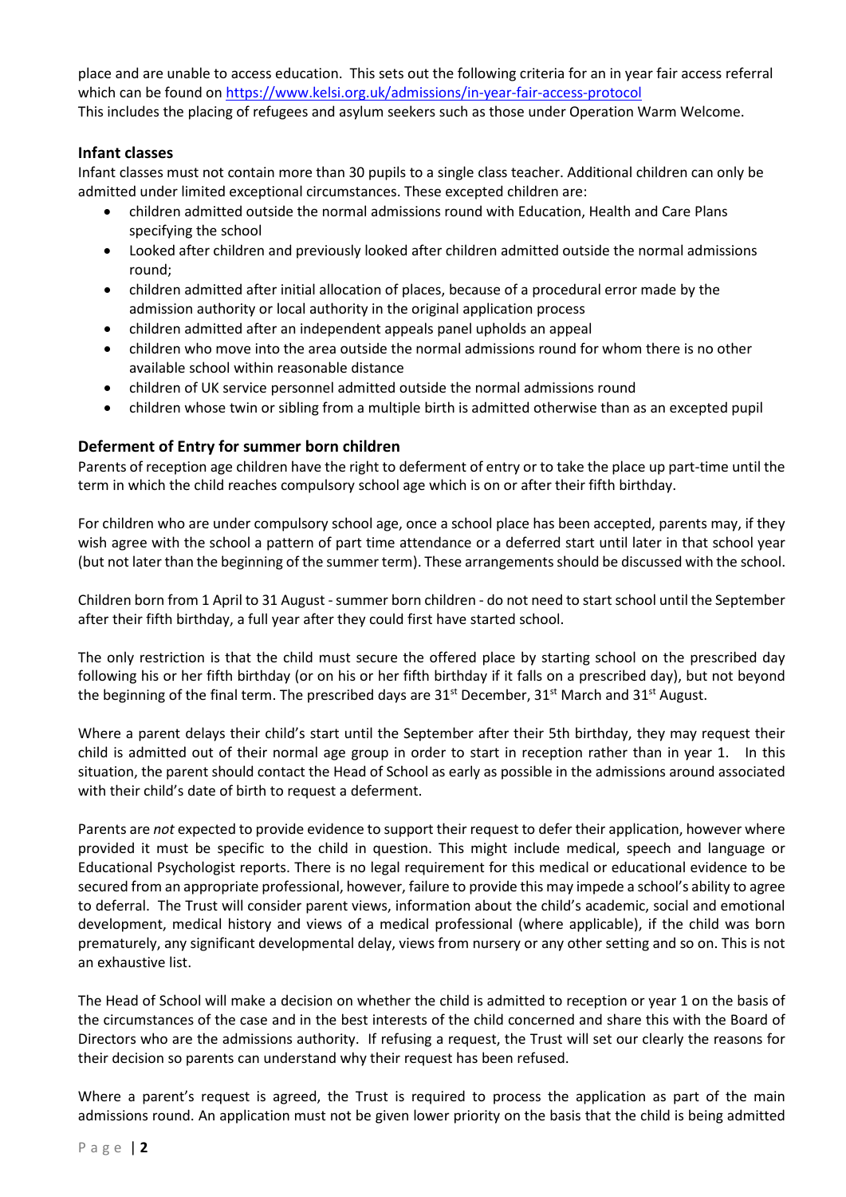place and are unable to access education. This sets out the following criteria for an in year fair access referral which can be found on https://www.kelsi.org.uk/admissions/in-year-fair-access-protocol
This includes the placing of refugees and asylum seekers such as those under Operation Warm Welcome.

### Infant classes

Infant classes must not contain more than 30 pupils to a single class teacher. Additional children can only be admitted under limited exceptional circumstances. These excepted children are:

- children admitted outside the normal admissions round with Education, Health and Care Plans specifying the school
- Looked after children and previously looked after children admitted outside the normal admissions round;
- children admitted after initial allocation of places, because of a procedural error made by the admission authority or local authority in the original application process
- children admitted after an independent appeals panel upholds an appeal
- children who move into the area outside the normal admissions round for whom there is no other available school within reasonable distance
- children of UK service personnel admitted outside the normal admissions round
- children whose twin or sibling from a multiple birth is admitted otherwise than as an excepted pupil

### Deferment of Entry for summer born children

Parents of reception age children have the right to deferment of entry or to take the place up part-time until the term in which the child reaches compulsory school age which is on or after their fifth birthday.

For children who are under compulsory school age, once a school place has been accepted, parents may, if they wish agree with the school a pattern of part time attendance or a deferred start until later in that school year (but not later than the beginning of the summer term). These arrangements should be discussed with the school.

Children born from 1 April to 31 August - summer born children - do not need to start school until the September after their fifth birthday, a full year after they could first have started school.

The only restriction is that the child must secure the offered place by starting school on the prescribed day following his or her fifth birthday (or on his or her fifth birthday if it falls on a prescribed day), but not beyond the beginning of the final term. The prescribed days are 31st December, 31st March and 31st August.

Where a parent delays their child's start until the September after their 5th birthday, they may request their child is admitted out of their normal age group in order to start in reception rather than in year 1. In this situation, the parent should contact the Head of School as early as possible in the admissions around associated with their child's date of birth to request a deferment.

Parents are *not* expected to provide evidence to support their request to defer their application, however where provided it must be specific to the child in question. This might include medical, speech and language or Educational Psychologist reports. There is no legal requirement for this medical or educational evidence to be secured from an appropriate professional, however, failure to provide this may impede a school's ability to agree to deferral. The Trust will consider parent views, information about the child's academic, social and emotional development, medical history and views of a medical professional (where applicable), if the child was born prematurely, any significant developmental delay, views from nursery or any other setting and so on. This is not an exhaustive list.

The Head of School will make a decision on whether the child is admitted to reception or year 1 on the basis of the circumstances of the case and in the best interests of the child concerned and share this with the Board of Directors who are the admissions authority. If refusing a request, the Trust will set our clearly the reasons for their decision so parents can understand why their request has been refused.

Where a parent's request is agreed, the Trust is required to process the application as part of the main admissions round. An application must not be given lower priority on the basis that the child is being admitted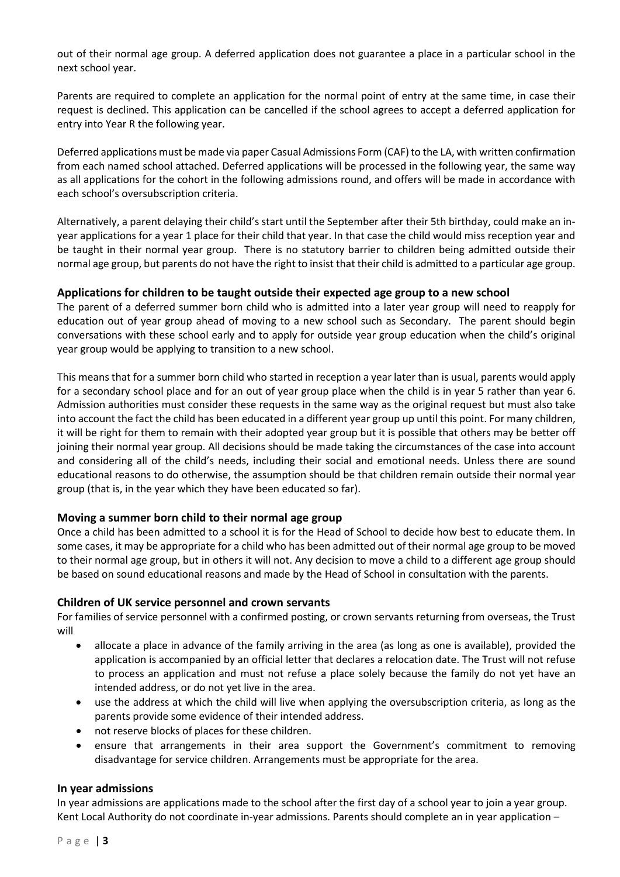out of their normal age group. A deferred application does not guarantee a place in a particular school in the next school year.

Parents are required to complete an application for the normal point of entry at the same time, in case their request is declined. This application can be cancelled if the school agrees to accept a deferred application for entry into Year R the following year.

Deferred applications must be made via paper Casual Admissions Form (CAF) to the LA, with written confirmation from each named school attached. Deferred applications will be processed in the following year, the same way as all applications for the cohort in the following admissions round, and offers will be made in accordance with each school's oversubscription criteria.

Alternatively, a parent delaying their child's start until the September after their 5th birthday, could make an in-year applications for a year 1 place for their child that year. In that case the child would miss reception year and be taught in their normal year group. There is no statutory barrier to children being admitted outside their normal age group, but parents do not have the right to insist that their child is admitted to a particular age group.

### Applications for children to be taught outside their expected age group to a new school

The parent of a deferred summer born child who is admitted into a later year group will need to reapply for education out of year group ahead of moving to a new school such as Secondary. The parent should begin conversations with these school early and to apply for outside year group education when the child's original year group would be applying to transition to a new school.

This means that for a summer born child who started in reception a year later than is usual, parents would apply for a secondary school place and for an out of year group place when the child is in year 5 rather than year 6. Admission authorities must consider these requests in the same way as the original request but must also take into account the fact the child has been educated in a different year group up until this point. For many children, it will be right for them to remain with their adopted year group but it is possible that others may be better off joining their normal year group. All decisions should be made taking the circumstances of the case into account and considering all of the child's needs, including their social and emotional needs. Unless there are sound educational reasons to do otherwise, the assumption should be that children remain outside their normal year group (that is, in the year which they have been educated so far).

### Moving a summer born child to their normal age group

Once a child has been admitted to a school it is for the Head of School to decide how best to educate them. In some cases, it may be appropriate for a child who has been admitted out of their normal age group to be moved to their normal age group, but in others it will not. Any decision to move a child to a different age group should be based on sound educational reasons and made by the Head of School in consultation with the parents.

### Children of UK service personnel and crown servants

For families of service personnel with a confirmed posting, or crown servants returning from overseas, the Trust will

- allocate a place in advance of the family arriving in the area (as long as one is available), provided the application is accompanied by an official letter that declares a relocation date. The Trust will not refuse to process an application and must not refuse a place solely because the family do not yet have an intended address, or do not yet live in the area.
- use the address at which the child will live when applying the oversubscription criteria, as long as the parents provide some evidence of their intended address.
- not reserve blocks of places for these children.
- ensure that arrangements in their area support the Government's commitment to removing disadvantage for service children. Arrangements must be appropriate for the area.

### In year admissions

In year admissions are applications made to the school after the first day of a school year to join a year group. Kent Local Authority do not coordinate in-year admissions. Parents should complete an in year application –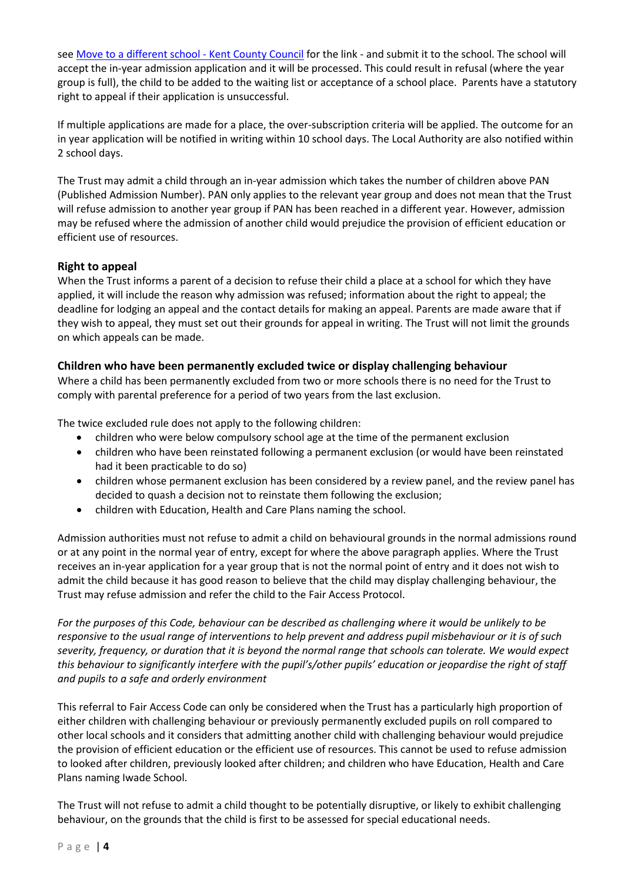see [Move to a different school - Kent County Council](#) for the link - and submit it to the school. The school will accept the in-year admission application and it will be processed. This could result in refusal (where the year group is full), the child to be added to the waiting list or acceptance of a school place. Parents have a statutory right to appeal if their application is unsuccessful.

If multiple applications are made for a place, the over-subscription criteria will be applied. The outcome for an in year application will be notified in writing within 10 school days. The Local Authority are also notified within 2 school days.

The Trust may admit a child through an in-year admission which takes the number of children above PAN (Published Admission Number). PAN only applies to the relevant year group and does not mean that the Trust will refuse admission to another year group if PAN has been reached in a different year. However, admission may be refused where the admission of another child would prejudice the provision of efficient education or efficient use of resources.

### Right to appeal

When the Trust informs a parent of a decision to refuse their child a place at a school for which they have applied, it will include the reason why admission was refused; information about the right to appeal; the deadline for lodging an appeal and the contact details for making an appeal. Parents are made aware that if they wish to appeal, they must set out their grounds for appeal in writing. The Trust will not limit the grounds on which appeals can be made.

### Children who have been permanently excluded twice or display challenging behaviour

Where a child has been permanently excluded from two or more schools there is no need for the Trust to comply with parental preference for a period of two years from the last exclusion.

The twice excluded rule does not apply to the following children:

- children who were below compulsory school age at the time of the permanent exclusion
- children who have been reinstated following a permanent exclusion (or would have been reinstated had it been practicable to do so)
- children whose permanent exclusion has been considered by a review panel, and the review panel has decided to quash a decision not to reinstate them following the exclusion;
- children with Education, Health and Care Plans naming the school.

Admission authorities must not refuse to admit a child on behavioural grounds in the normal admissions round or at any point in the normal year of entry, except for where the above paragraph applies. Where the Trust receives an in-year application for a year group that is not the normal point of entry and it does not wish to admit the child because it has good reason to believe that the child may display challenging behaviour, the Trust may refuse admission and refer the child to the Fair Access Protocol.

*For the purposes of this Code, behaviour can be described as challenging where it would be unlikely to be responsive to the usual range of interventions to help prevent and address pupil misbehaviour or it is of such severity, frequency, or duration that it is beyond the normal range that schools can tolerate. We would expect this behaviour to significantly interfere with the pupil's/other pupils' education or jeopardise the right of staff and pupils to a safe and orderly environment*

This referral to Fair Access Code can only be considered when the Trust has a particularly high proportion of either children with challenging behaviour or previously permanently excluded pupils on roll compared to other local schools and it considers that admitting another child with challenging behaviour would prejudice the provision of efficient education or the efficient use of resources. This cannot be used to refuse admission to looked after children, previously looked after children; and children who have Education, Health and Care Plans naming Iwade School.

The Trust will not refuse to admit a child thought to be potentially disruptive, or likely to exhibit challenging behaviour, on the grounds that the child is first to be assessed for special educational needs.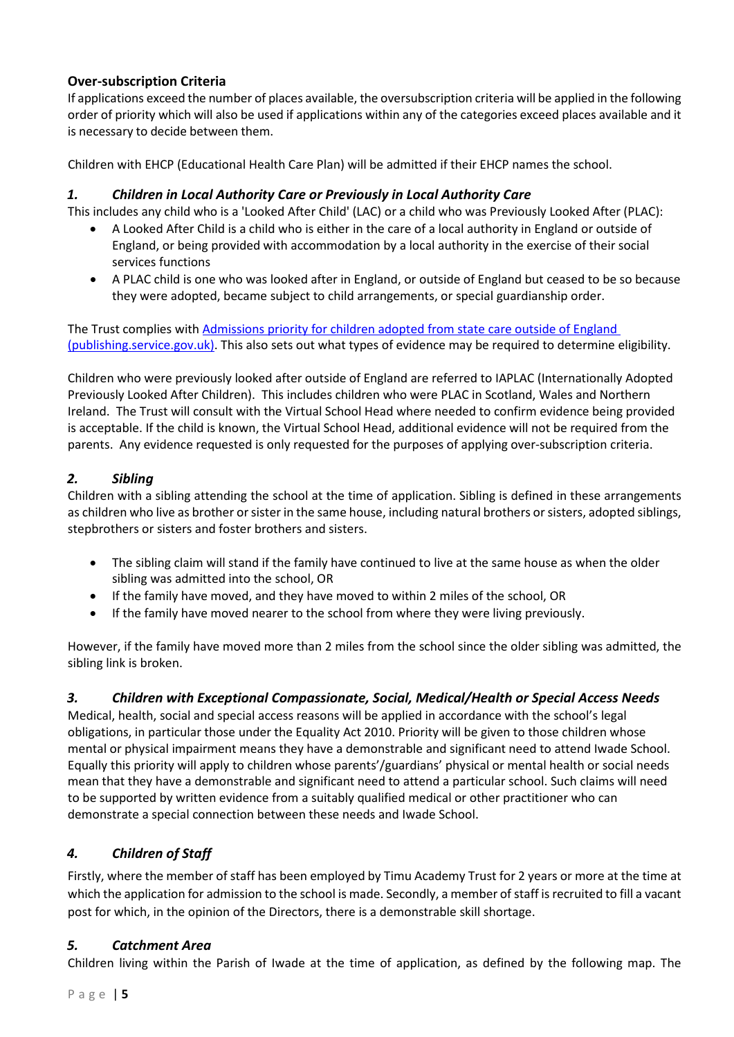### Over-subscription Criteria

If applications exceed the number of places available, the oversubscription criteria will be applied in the following order of priority which will also be used if applications within any of the categories exceed places available and it is necessary to decide between them.

Children with EHCP (Educational Health Care Plan) will be admitted if their EHCP names the school.

#### *1. Children in Local Authority Care or Previously in Local Authority Care*

This includes any child who is a 'Looked After Child' (LAC) or a child who was Previously Looked After (PLAC):

- A Looked After Child is a child who is either in the care of a local authority in England or outside of England, or being provided with accommodation by a local authority in the exercise of their social services functions
- A PLAC child is one who was looked after in England, or outside of England but ceased to be so because they were adopted, became subject to child arrangements, or special guardianship order.

The Trust complies with [Admissions priority for children adopted from state care outside of England (publishing.service.gov.uk)](). This also sets out what types of evidence may be required to determine eligibility.

Children who were previously looked after outside of England are referred to IAPLAC (Internationally Adopted Previously Looked After Children). This includes children who were PLAC in Scotland, Wales and Northern Ireland. The Trust will consult with the Virtual School Head where needed to confirm evidence being provided is acceptable. If the child is known, the Virtual School Head, additional evidence will not be required from the parents. Any evidence requested is only requested for the purposes of applying over-subscription criteria.

#### *2. Sibling*

Children with a sibling attending the school at the time of application. Sibling is defined in these arrangements as children who live as brother or sister in the same house, including natural brothers or sisters, adopted siblings, stepbrothers or sisters and foster brothers and sisters.

- The sibling claim will stand if the family have continued to live at the same house as when the older sibling was admitted into the school, OR
- If the family have moved, and they have moved to within 2 miles of the school, OR
- If the family have moved nearer to the school from where they were living previously.

However, if the family have moved more than 2 miles from the school since the older sibling was admitted, the sibling link is broken.

#### *3. Children with Exceptional Compassionate, Social, Medical/Health or Special Access Needs*

Medical, health, social and special access reasons will be applied in accordance with the school's legal obligations, in particular those under the Equality Act 2010. Priority will be given to those children whose mental or physical impairment means they have a demonstrable and significant need to attend Iwade School. Equally this priority will apply to children whose parents'/guardians' physical or mental health or social needs mean that they have a demonstrable and significant need to attend a particular school. Such claims will need to be supported by written evidence from a suitably qualified medical or other practitioner who can demonstrate a special connection between these needs and Iwade School.

#### *4. Children of Staff*

Firstly, where the member of staff has been employed by Timu Academy Trust for 2 years or more at the time at which the application for admission to the school is made. Secondly, a member of staff is recruited to fill a vacant post for which, in the opinion of the Directors, there is a demonstrable skill shortage.

#### *5. Catchment Area*

Children living within the Parish of Iwade at the time of application, as defined by the following map. The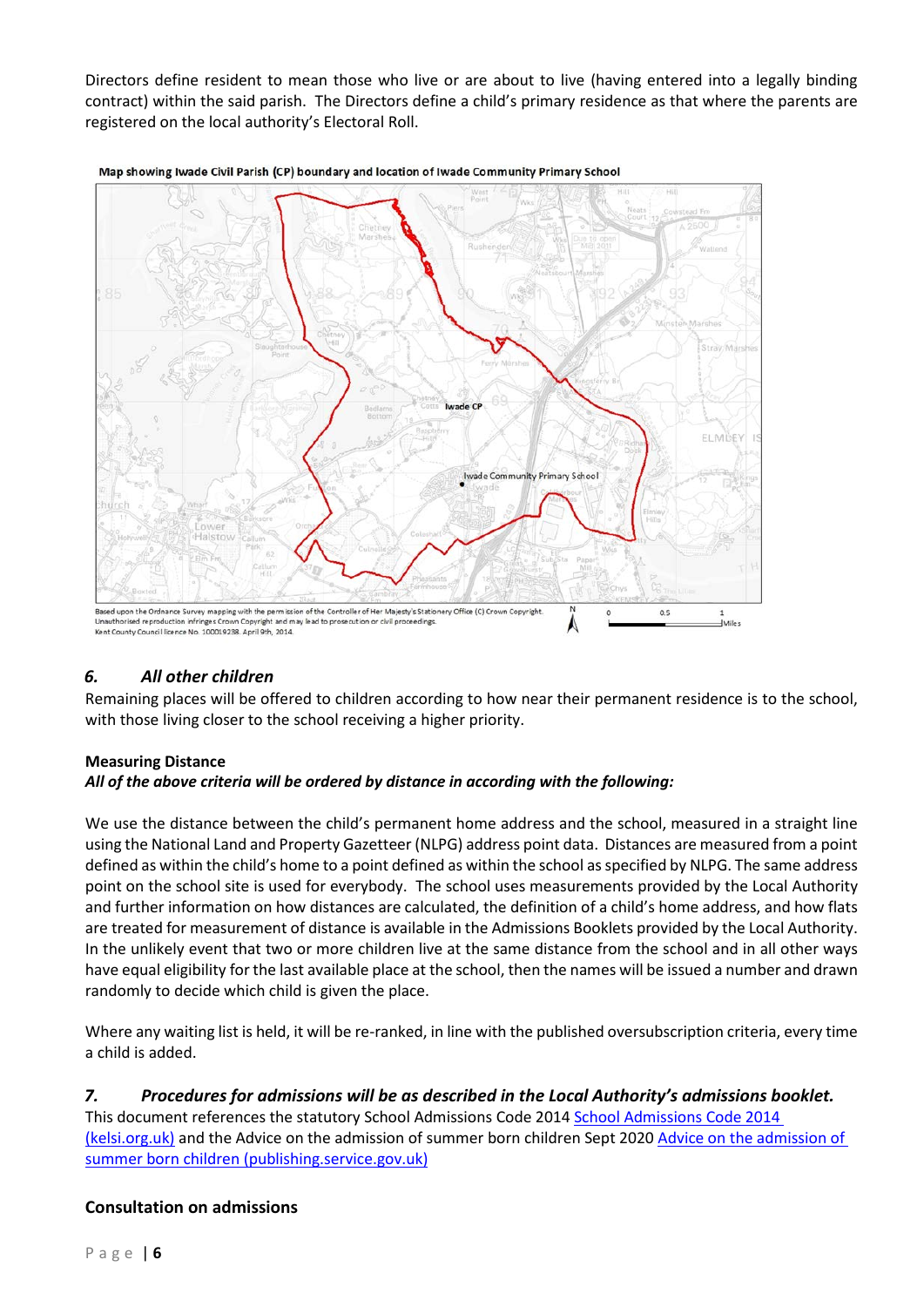Directors define resident to mean those who live or are about to live (having entered into a legally binding contract) within the said parish. The Directors define a child's primary residence as that where the parents are registered on the local authority's Electoral Roll.

Map showing Iwade Civil Parish (CP) boundary and location of Iwade Community Primary School

Based upon the Ordnance Survey mapping with the permission of the Controller of Her Majesty's Stationery Office (C) Crown Copyright. Unauthorised reproduction infringes Crown Copyright and may lead to prosecution or civil proceedings. Kent County Council licence No. 100019238. April 9th, 2014.

### 6. *All other children*

Remaining places will be offered to children according to how near their permanent residence is to the school, with those living closer to the school receiving a higher priority.

**Measuring Distance**

***All of the above criteria will be ordered by distance in according with the following:***

We use the distance between the child's permanent home address and the school, measured in a straight line using the National Land and Property Gazetteer (NLPG) address point data. Distances are measured from a point defined as within the child's home to a point defined as within the school as specified by NLPG. The same address point on the school site is used for everybody. The school uses measurements provided by the Local Authority and further information on how distances are calculated, the definition of a child's home address, and how flats are treated for measurement of distance is available in the Admissions Booklets provided by the Local Authority. In the unlikely event that two or more children live at the same distance from the school and in all other ways have equal eligibility for the last available place at the school, then the names will be issued a number and drawn randomly to decide which child is given the place.

Where any waiting list is held, it will be re-ranked, in line with the published oversubscription criteria, every time a child is added.

### 7. *Procedures for admissions will be as described in the Local Authority's admissions booklet.*

This document references the statutory School Admissions Code 2014 [School Admissions Code 2014 (kelsi.org.uk)] and the Advice on the admission of summer born children Sept 2020 [Advice on the admission of summer born children (publishing.service.gov.uk)]

**Consultation on admissions**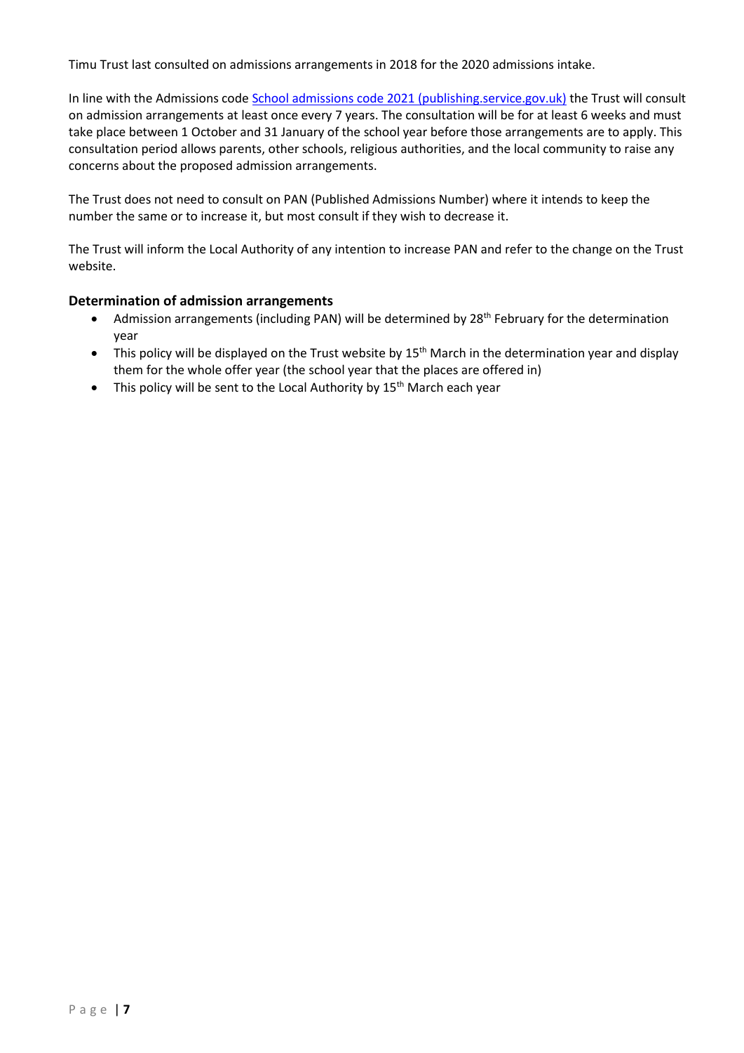Timu Trust last consulted on admissions arrangements in 2018 for the 2020 admissions intake.

In line with the Admissions code [School admissions code 2021 (publishing.service.gov.uk)](https://www.gov.uk) the Trust will consult on admission arrangements at least once every 7 years. The consultation will be for at least 6 weeks and must take place between 1 October and 31 January of the school year before those arrangements are to apply. This consultation period allows parents, other schools, religious authorities, and the local community to raise any concerns about the proposed admission arrangements.

The Trust does not need to consult on PAN (Published Admissions Number) where it intends to keep the number the same or to increase it, but most consult if they wish to decrease it.

The Trust will inform the Local Authority of any intention to increase PAN and refer to the change on the Trust website.

### Determination of admission arrangements

- Admission arrangements (including PAN) will be determined by 28th February for the determination year
- This policy will be displayed on the Trust website by 15th March in the determination year and display them for the whole offer year (the school year that the places are offered in)
- This policy will be sent to the Local Authority by 15th March each year